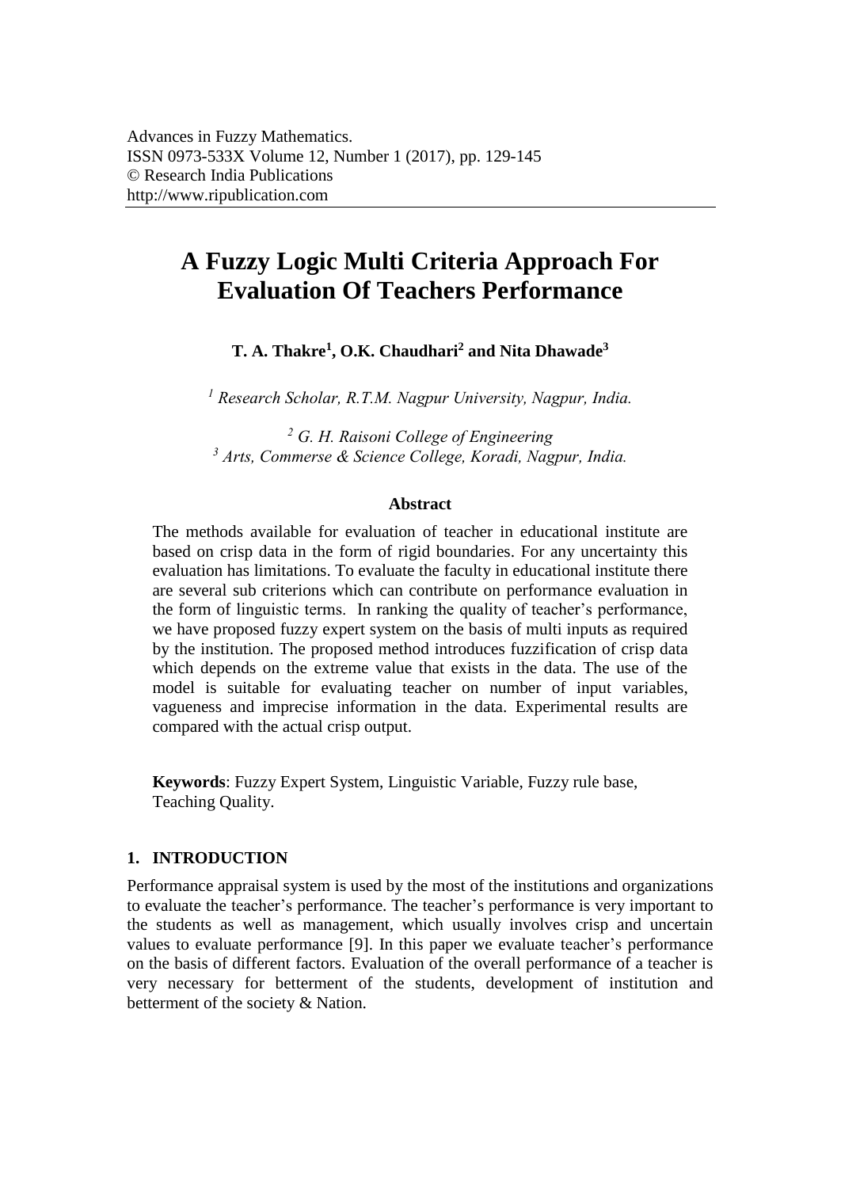# A Fuzzy Logic Multi Criteria Approach For Evaluation Of Teachers Performance

**T. A. Thakre[1], O.K. Chaudhari[2] and Nita Dhawade[3]**

*[1] Research Scholar, R.T.M. Nagpur University, Nagpur, India.*

*[2] G. H. Raisoni College of Engineering*
*[3] Arts, Commerse & Science College, Koradi, Nagpur, India.*

### Abstract

The methods available for evaluation of teacher in educational institute are based on crisp data in the form of rigid boundaries. For any uncertainty this evaluation has limitations. To evaluate the faculty in educational institute there are several sub criterions which can contribute on performance evaluation in the form of linguistic terms. In ranking the quality of teacher's performance, we have proposed fuzzy expert system on the basis of multi inputs as required by the institution. The proposed method introduces fuzzification of crisp data which depends on the extreme value that exists in the data. The use of the model is suitable for evaluating teacher on number of input variables, vagueness and imprecise information in the data. Experimental results are compared with the actual crisp output.

**Keywords**: Fuzzy Expert System, Linguistic Variable, Fuzzy rule base, Teaching Quality.

## 1. INTRODUCTION

Performance appraisal system is used by the most of the institutions and organizations to evaluate the teacher's performance. The teacher's performance is very important to the students as well as management, which usually involves crisp and uncertain values to evaluate performance [9]. In this paper we evaluate teacher's performance on the basis of different factors. Evaluation of the overall performance of a teacher is very necessary for betterment of the students, development of institution and betterment of the society & Nation.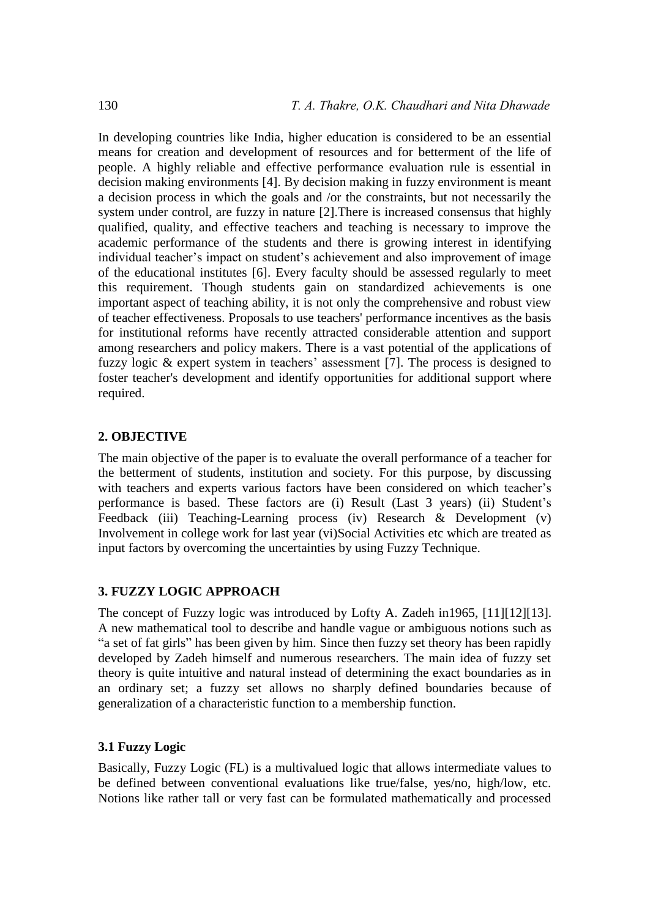In developing countries like India, higher education is considered to be an essential means for creation and development of resources and for betterment of the life of people. A highly reliable and effective performance evaluation rule is essential in decision making environments [4]. By decision making in fuzzy environment is meant a decision process in which the goals and /or the constraints, but not necessarily the system under control, are fuzzy in nature [2].There is increased consensus that highly qualified, quality, and effective teachers and teaching is necessary to improve the academic performance of the students and there is growing interest in identifying individual teacher's impact on student's achievement and also improvement of image of the educational institutes [6]. Every faculty should be assessed regularly to meet this requirement. Though students gain on standardized achievements is one important aspect of teaching ability, it is not only the comprehensive and robust view of teacher effectiveness. Proposals to use teachers' performance incentives as the basis for institutional reforms have recently attracted considerable attention and support among researchers and policy makers. There is a vast potential of the applications of fuzzy logic & expert system in teachers' assessment [7]. The process is designed to foster teacher's development and identify opportunities for additional support where required.

## 2. OBJECTIVE

The main objective of the paper is to evaluate the overall performance of a teacher for the betterment of students, institution and society. For this purpose, by discussing with teachers and experts various factors have been considered on which teacher's performance is based. These factors are (i) Result (Last 3 years) (ii) Student's Feedback (iii) Teaching-Learning process (iv) Research & Development (v) Involvement in college work for last year (vi)Social Activities etc which are treated as input factors by overcoming the uncertainties by using Fuzzy Technique.

## 3. FUZZY LOGIC APPROACH

The concept of Fuzzy logic was introduced by Lofty A. Zadeh in1965, [11][12][13]. A new mathematical tool to describe and handle vague or ambiguous notions such as "a set of fat girls" has been given by him. Since then fuzzy set theory has been rapidly developed by Zadeh himself and numerous researchers. The main idea of fuzzy set theory is quite intuitive and natural instead of determining the exact boundaries as in an ordinary set; a fuzzy set allows no sharply defined boundaries because of generalization of a characteristic function to a membership function.

### 3.1 Fuzzy Logic

Basically, Fuzzy Logic (FL) is a multivalued logic that allows intermediate values to be defined between conventional evaluations like true/false, yes/no, high/low, etc. Notions like rather tall or very fast can be formulated mathematically and processed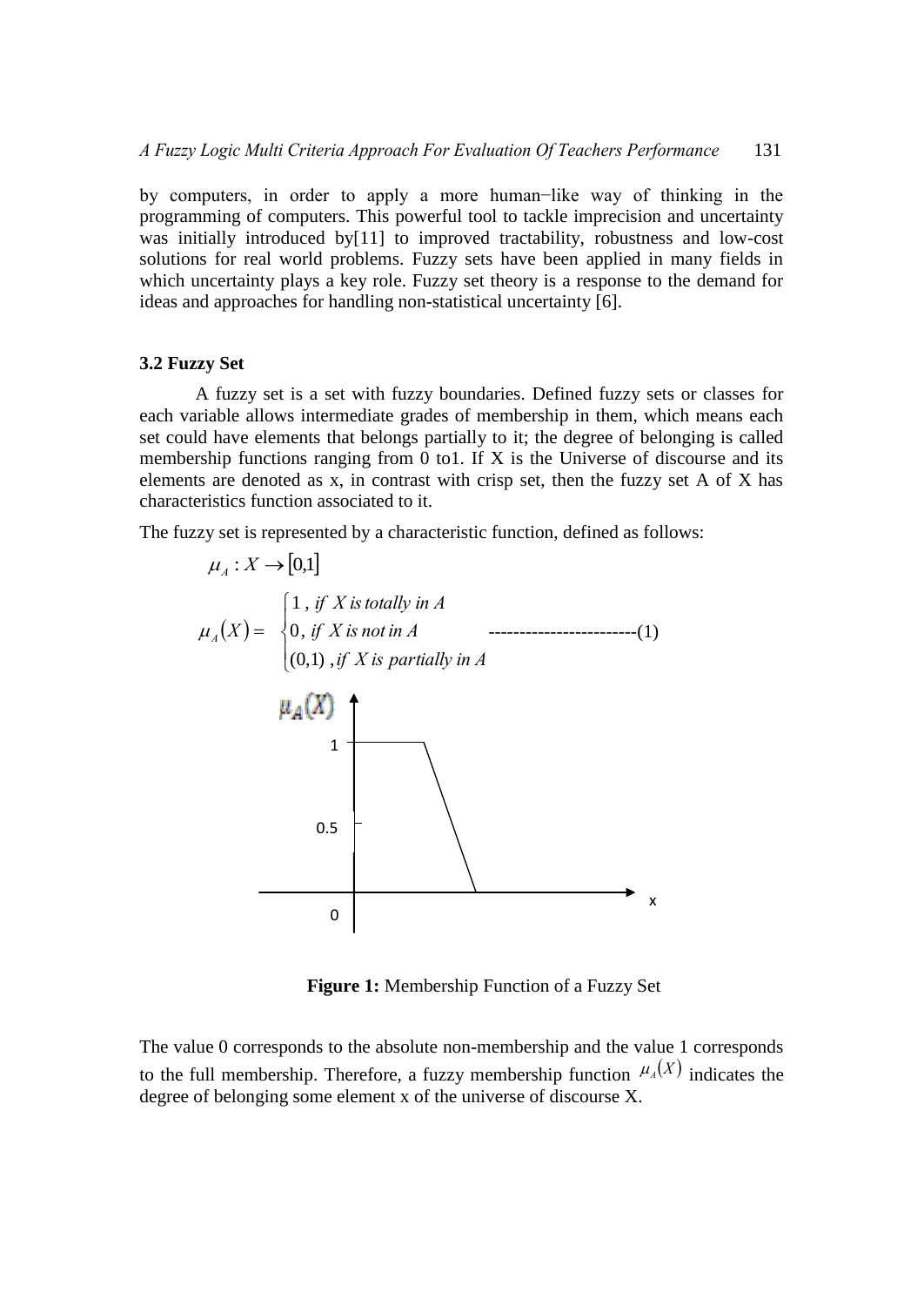by computers, in order to apply a more human−like way of thinking in the programming of computers. This powerful tool to tackle imprecision and uncertainty was initially introduced by[11] to improved tractability, robustness and low-cost solutions for real world problems. Fuzzy sets have been applied in many fields in which uncertainty plays a key role. Fuzzy set theory is a response to the demand for ideas and approaches for handling non-statistical uncertainty [6].

### 3.2 Fuzzy Set

A fuzzy set is a set with fuzzy boundaries. Defined fuzzy sets or classes for each variable allows intermediate grades of membership in them, which means each set could have elements that belongs partially to it; the degree of belonging is called membership functions ranging from 0 to1. If X is the Universe of discourse and its elements are denoted as x, in contrast with crisp set, then the fuzzy set A of X has characteristics function associated to it.

The fuzzy set is represented by a characteristic function, defined as follows:

$$\mu_A : X \rightarrow [0,1]$$

$$\mu_A(X) = \begin{cases} 1\ , \ if\ \ X\ is\ totally\ in\ A \\ 0,\ if\ \ X\ is\ not\ in\ A \\ (0,1)\ , if\ \ X\ is\ partially\ in\ A \end{cases} \qquad \text{------------------------(1)}$$

**Figure 1:** Membership Function of a Fuzzy Set

The value 0 corresponds to the absolute non-membership and the value 1 corresponds to the full membership. Therefore, a fuzzy membership function $\mu_A(X)$ indicates the degree of belonging some element x of the universe of discourse X.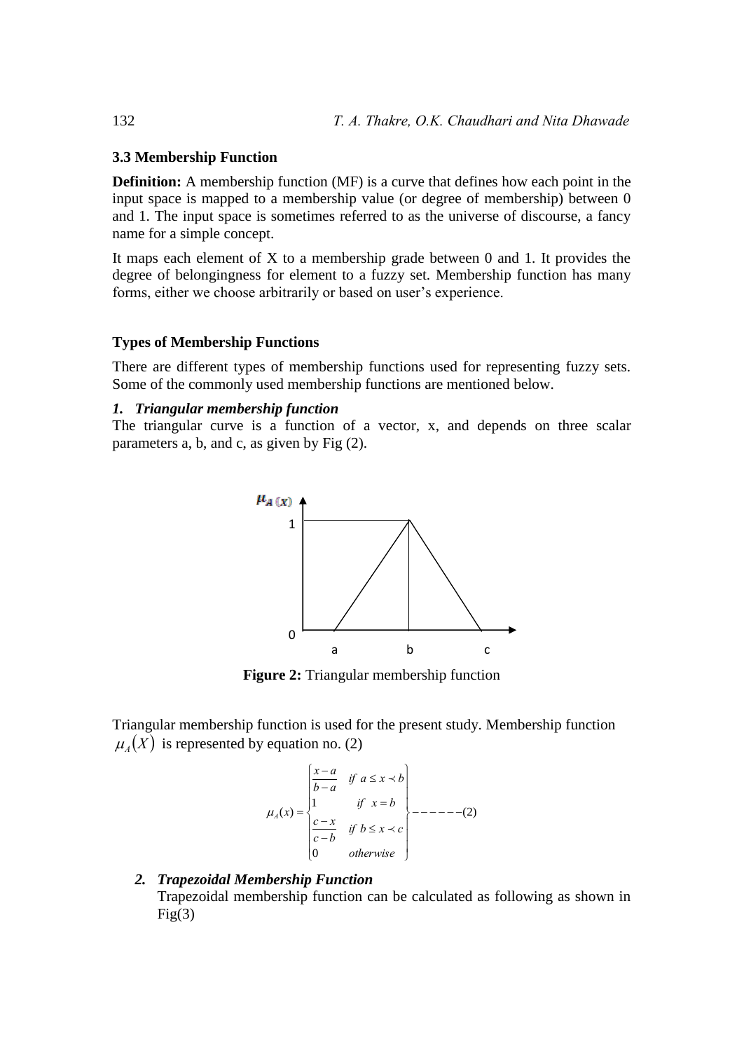### 3.3 Membership Function

**Definition:** A membership function (MF) is a curve that defines how each point in the input space is mapped to a membership value (or degree of membership) between 0 and 1. The input space is sometimes referred to as the universe of discourse, a fancy name for a simple concept.

It maps each element of X to a membership grade between 0 and 1. It provides the degree of belongingness for element to a fuzzy set. Membership function has many forms, either we choose arbitrarily or based on user's experience.

### Types of Membership Functions

There are different types of membership functions used for representing fuzzy sets. Some of the commonly used membership functions are mentioned below.

***1. Triangular membership function***

The triangular curve is a function of a vector, x, and depends on three scalar parameters a, b, and c, as given by Fig (2).

**Figure 2:** Triangular membership function

Triangular membership function is used for the present study. Membership function $\mu_A(X)$ is represented by equation no. (2)

$$\mu_A(x) = \begin{cases} \dfrac{x-a}{b-a} & if \;\; a \le x \prec b \\ 1 & if \;\; x = b \\ \dfrac{c-x}{c-b} & if \;\; b \le x \prec c \\ 0 & otherwise \end{cases} \quad \text{------}(2)$$

***2. Trapezoidal Membership Function***

Trapezoidal membership function can be calculated as following as shown in Fig(3)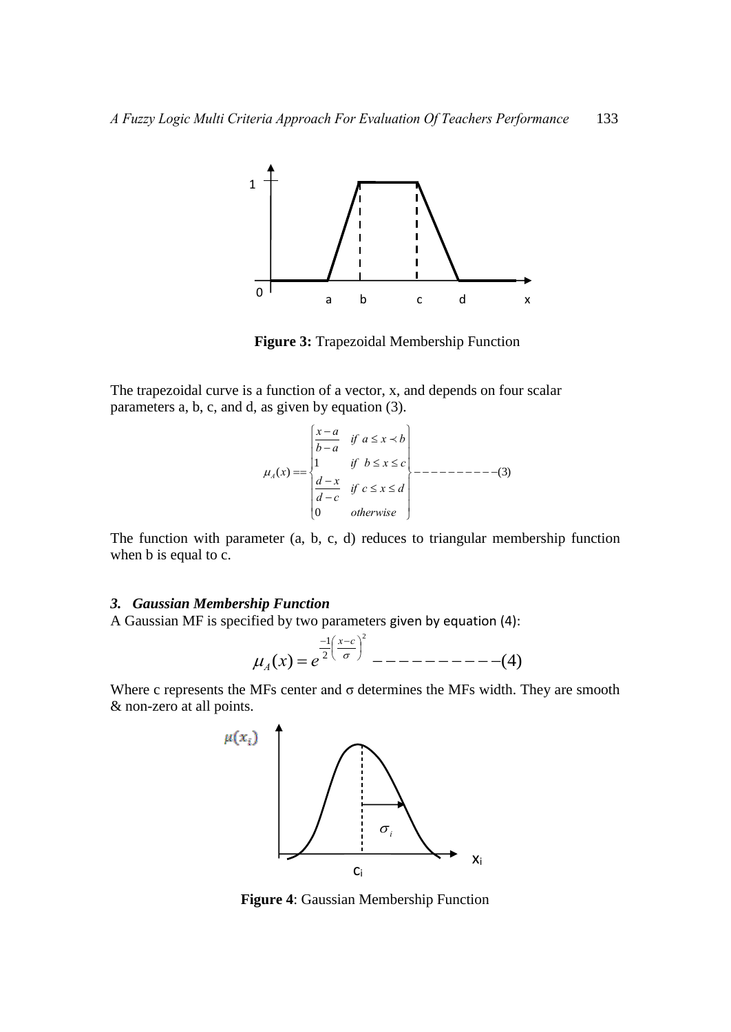**Figure 3:** Trapezoidal Membership Function

The trapezoidal curve is a function of a vector, x, and depends on four scalar parameters a, b, c, and d, as given by equation (3).

$$\mu_A(x) == \begin{Bmatrix} \frac{x-a}{b-a} & if\ a \le x \prec b \\ 1 & if\ b \le x \le c \\ \frac{d-x}{d-c} & if\ c \le x \le d \\ 0 & otherwise \end{Bmatrix} ----------(3)$$

The function with parameter (a, b, c, d) reduces to triangular membership function when b is equal to c.

### *3. Gaussian Membership Function*

A Gaussian MF is specified by two parameters given by equation (4):

$$\mu_A(x) = e^{\frac{-1}{2}\left(\frac{x-c}{\sigma}\right)^2} ----------(4)$$

Where c represents the MFs center and $\sigma$ determines the MFs width. They are smooth & non-zero at all points.

**Figure 4**: Gaussian Membership Function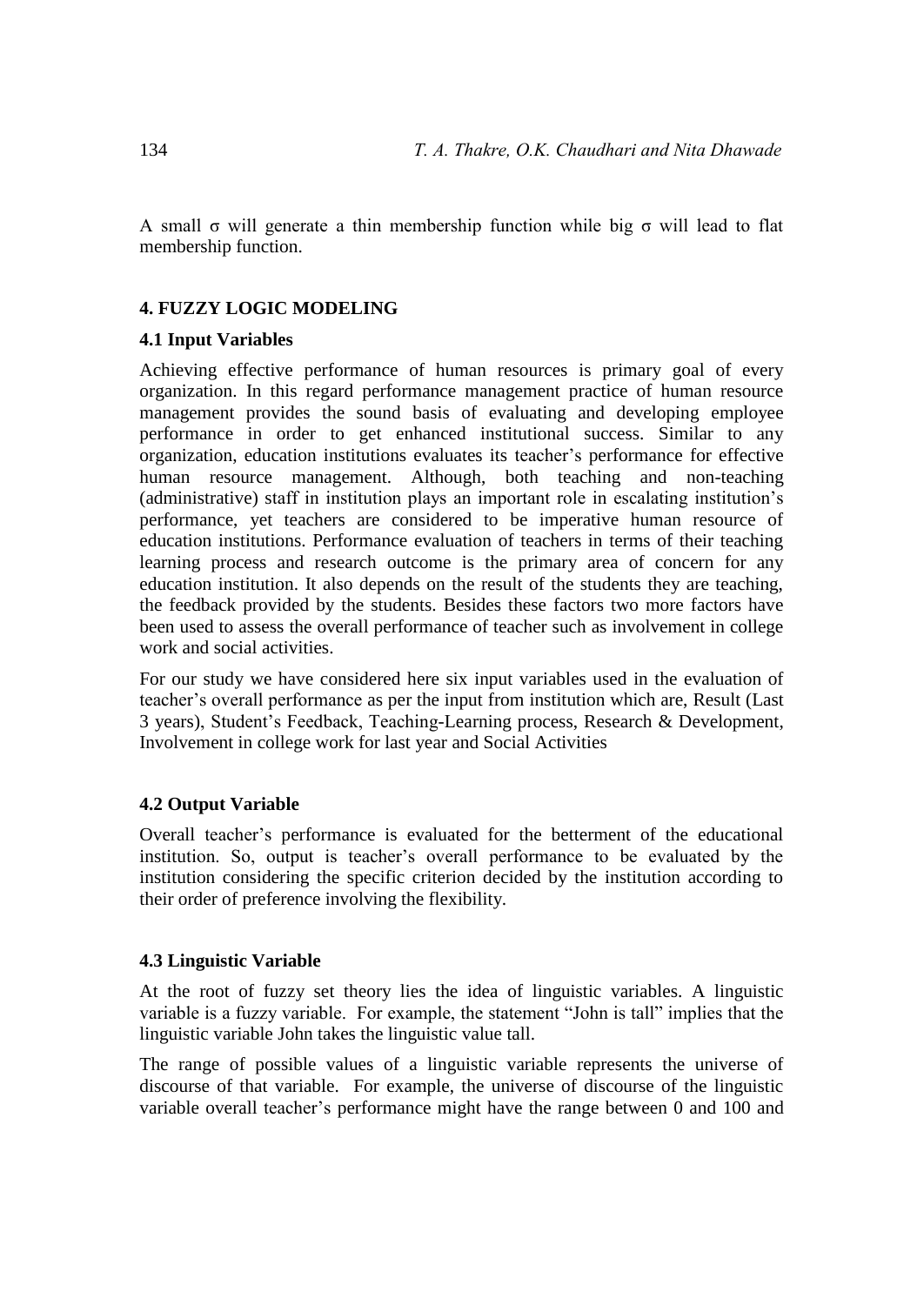A small σ will generate a thin membership function while big σ will lead to flat membership function.

## 4. FUZZY LOGIC MODELING

### 4.1 Input Variables

Achieving effective performance of human resources is primary goal of every organization. In this regard performance management practice of human resource management provides the sound basis of evaluating and developing employee performance in order to get enhanced institutional success. Similar to any organization, education institutions evaluates its teacher's performance for effective human resource management. Although, both teaching and non-teaching (administrative) staff in institution plays an important role in escalating institution's performance, yet teachers are considered to be imperative human resource of education institutions. Performance evaluation of teachers in terms of their teaching learning process and research outcome is the primary area of concern for any education institution. It also depends on the result of the students they are teaching, the feedback provided by the students. Besides these factors two more factors have been used to assess the overall performance of teacher such as involvement in college work and social activities.

For our study we have considered here six input variables used in the evaluation of teacher's overall performance as per the input from institution which are, Result (Last 3 years), Student's Feedback, Teaching-Learning process, Research & Development, Involvement in college work for last year and Social Activities

### 4.2 Output Variable

Overall teacher's performance is evaluated for the betterment of the educational institution. So, output is teacher's overall performance to be evaluated by the institution considering the specific criterion decided by the institution according to their order of preference involving the flexibility.

### 4.3 Linguistic Variable

At the root of fuzzy set theory lies the idea of linguistic variables. A linguistic variable is a fuzzy variable. For example, the statement "John is tall" implies that the linguistic variable John takes the linguistic value tall.

The range of possible values of a linguistic variable represents the universe of discourse of that variable. For example, the universe of discourse of the linguistic variable overall teacher's performance might have the range between 0 and 100 and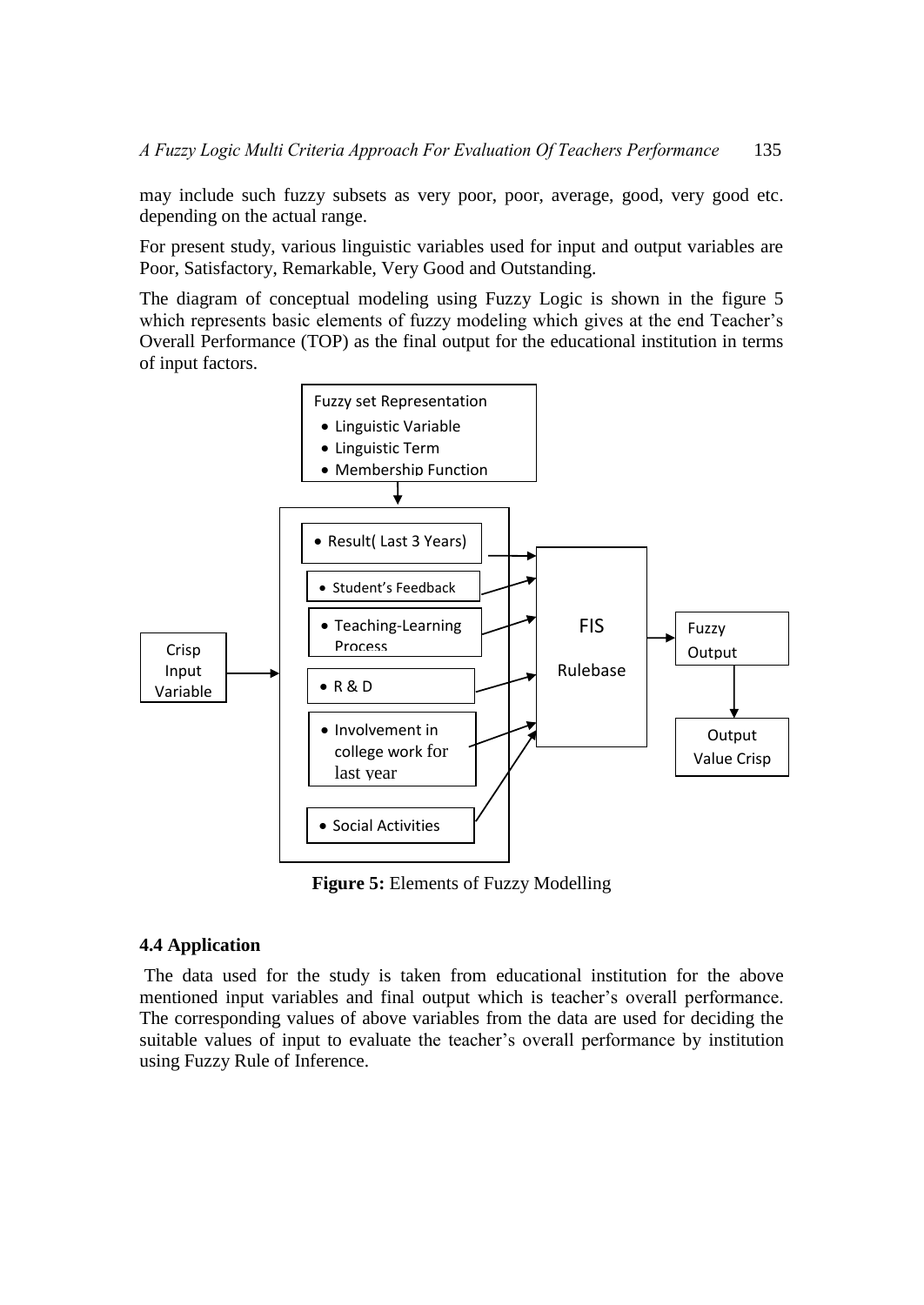may include such fuzzy subsets as very poor, poor, average, good, very good etc. depending on the actual range.

For present study, various linguistic variables used for input and output variables are Poor, Satisfactory, Remarkable, Very Good and Outstanding.

The diagram of conceptual modeling using Fuzzy Logic is shown in the figure 5 which represents basic elements of fuzzy modeling which gives at the end Teacher's Overall Performance (TOP) as the final output for the educational institution in terms of input factors.

Fuzzy set Representation

- Linguistic Variable
- Linguistic Term
- Membership Function

Crisp Input Variable

- Result( Last 3 Years)
- Student's Feedback
- Teaching-Learning Process
- R & D
- Involvement in college work for last year
- Social Activities

FIS Rulebase

Fuzzy Output

Output Value Crisp

**Figure 5:** Elements of Fuzzy Modelling

### 4.4 Application

The data used for the study is taken from educational institution for the above mentioned input variables and final output which is teacher's overall performance. The corresponding values of above variables from the data are used for deciding the suitable values of input to evaluate the teacher's overall performance by institution using Fuzzy Rule of Inference.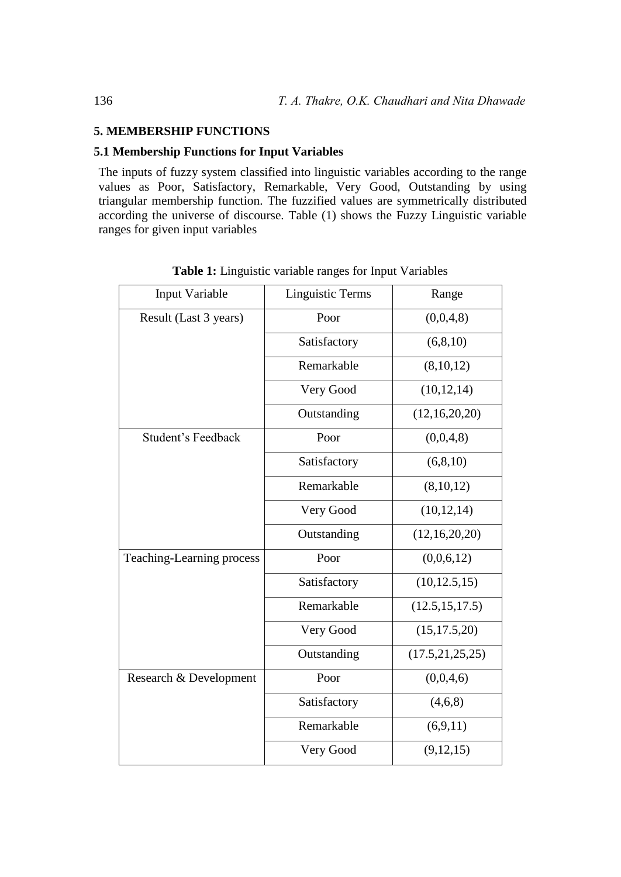## 5. MEMBERSHIP FUNCTIONS

### 5.1 Membership Functions for Input Variables

The inputs of fuzzy system classified into linguistic variables according to the range values as Poor, Satisfactory, Remarkable, Very Good, Outstanding by using triangular membership function. The fuzzified values are symmetrically distributed according the universe of discourse. Table (1) shows the Fuzzy Linguistic variable ranges for given input variables

**Table 1:** Linguistic variable ranges for Input Variables

| Input Variable | Linguistic Terms | Range |
|---|---|---|
| Result (Last 3 years) | Poor | (0,0,4,8) |
| | Satisfactory | (6,8,10) |
| | Remarkable | (8,10,12) |
| | Very Good | (10,12,14) |
| | Outstanding | (12,16,20,20) |
| Student's Feedback | Poor | (0,0,4,8) |
| | Satisfactory | (6,8,10) |
| | Remarkable | (8,10,12) |
| | Very Good | (10,12,14) |
| | Outstanding | (12,16,20,20) |
| Teaching-Learning process | Poor | (0,0,6,12) |
| | Satisfactory | (10,12.5,15) |
| | Remarkable | (12.5,15,17.5) |
| | Very Good | (15,17.5,20) |
| | Outstanding | (17.5,21,25,25) |
| Research & Development | Poor | (0,0,4,6) |
| | Satisfactory | (4,6,8) |
| | Remarkable | (6,9,11) |
| | Very Good | (9,12,15) |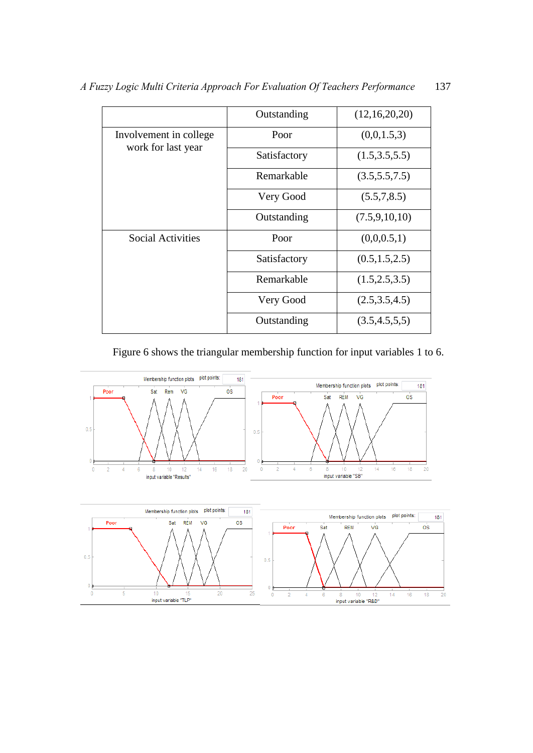| | Outstanding | (12,16,20,20) |
|---|---|---|
| Involvement in college work for last year | Poor | (0,0,1.5,3) |
| | Satisfactory | (1.5,3.5,5.5) |
| | Remarkable | (3.5,5.5,7.5) |
| | Very Good | (5.5,7,8.5) |
| | Outstanding | (7.5,9,10,10) |
| Social Activities | Poor | (0,0,0.5,1) |
| | Satisfactory | (0.5,1.5,2.5) |
| | Remarkable | (1.5,2.5,3.5) |
| | Very Good | (2.5,3.5,4.5) |
| | Outstanding | (3.5,4.5,5,5) |

Figure 6 shows the triangular membership function for input variables 1 to 6.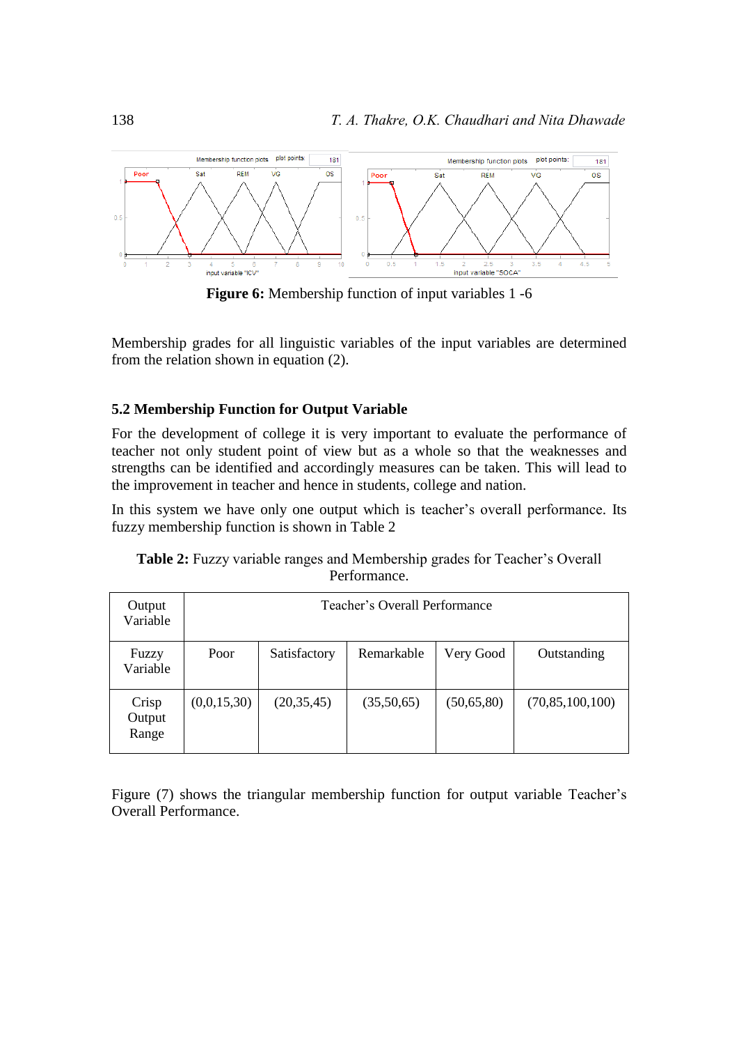**Figure 6:** Membership function of input variables 1 -6

Membership grades for all linguistic variables of the input variables are determined from the relation shown in equation (2).

### 5.2 Membership Function for Output Variable

For the development of college it is very important to evaluate the performance of teacher not only student point of view but as a whole so that the weaknesses and strengths can be identified and accordingly measures can be taken. This will lead to the improvement in teacher and hence in students, college and nation.

In this system we have only one output which is teacher's overall performance. Its fuzzy membership function is shown in Table 2

**Table 2:** Fuzzy variable ranges and Membership grades for Teacher's Overall Performance.

| Output Variable | Teacher's Overall Performance | | | | |
|---|---|---|---|---|---|
| Fuzzy Variable | Poor | Satisfactory | Remarkable | Very Good | Outstanding |
| Crisp Output Range | (0,0,15,30) | (20,35,45) | (35,50,65) | (50,65,80) | (70,85,100,100) |

Figure (7) shows the triangular membership function for output variable Teacher's Overall Performance.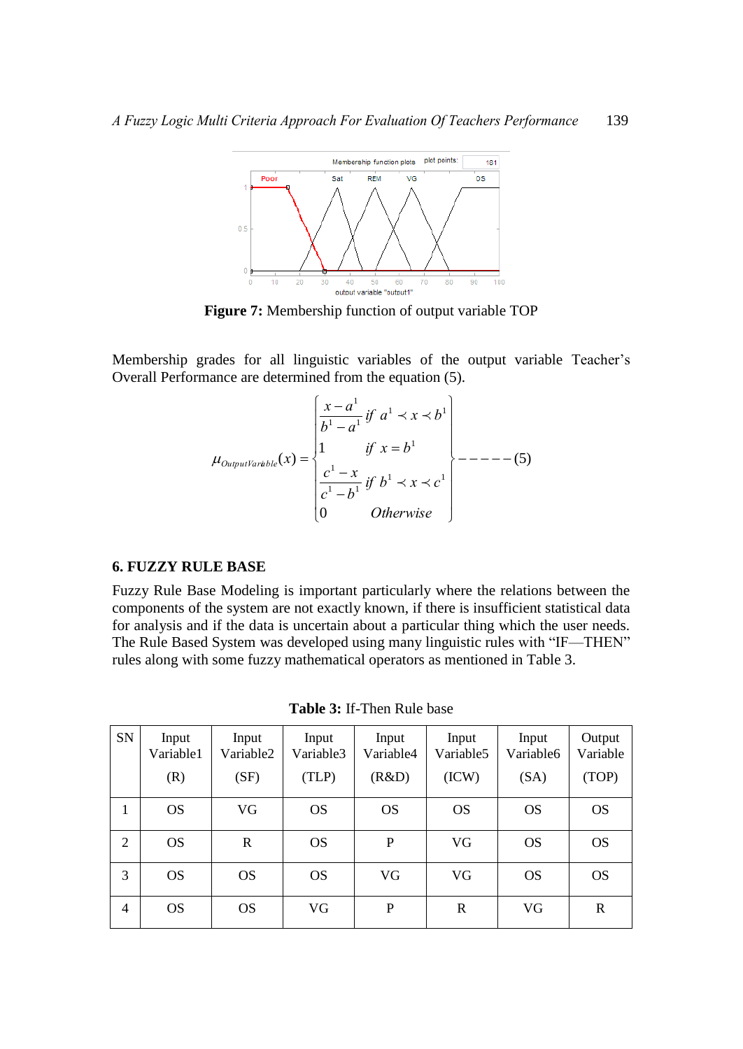**Figure 7:** Membership function of output variable TOP

Membership grades for all linguistic variables of the output variable Teacher's Overall Performance are determined from the equation (5).

$$\mu_{OutputVariable}(x) = \begin{cases} \dfrac{x-a^1}{b^1-a^1} & if\ a^1 \prec x \prec b^1 \\ 1 & if\ x = b^1 \\ \dfrac{c^1-x}{c^1-b^1} & if\ b^1 \prec x \prec c^1 \\ 0 & Otherwise \end{cases} \quad ------(5)$$

## 6. FUZZY RULE BASE

Fuzzy Rule Base Modeling is important particularly where the relations between the components of the system are not exactly known, if there is insufficient statistical data for analysis and if the data is uncertain about a particular thing which the user needs. The Rule Based System was developed using many linguistic rules with "IF—THEN" rules along with some fuzzy mathematical operators as mentioned in Table 3.

**Table 3:** If-Then Rule base

| SN | Input Variable1 (R) | Input Variable2 (SF) | Input Variable3 (TLP) | Input Variable4 (R&D) | Input Variable5 (ICW) | Input Variable6 (SA) | Output Variable (TOP) |
|---|---|---|---|---|---|---|---|
| 1 | OS | VG | OS | OS | OS | OS | OS |
| 2 | OS | R | OS | P | VG | OS | OS |
| 3 | OS | OS | OS | VG | VG | OS | OS |
| 4 | OS | OS | VG | P | R | VG | R |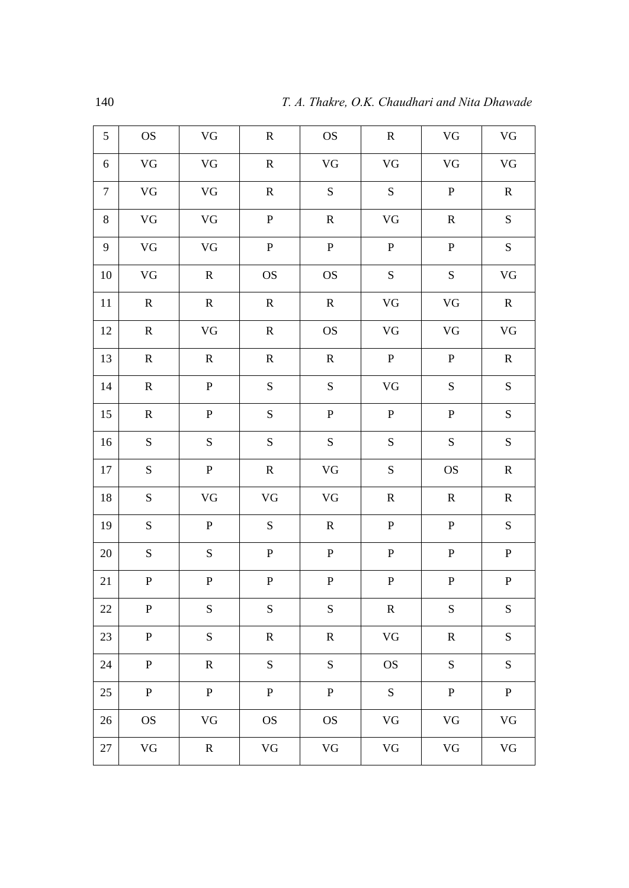| 5 | OS | VG | R | OS | R | VG | VG |
|---|---|---|---|---|---|---|---|
| 6 | VG | VG | R | VG | VG | VG | VG |
| 7 | VG | VG | R | S | S | P | R |
| 8 | VG | VG | P | R | VG | R | S |
| 9 | VG | VG | P | P | P | P | S |
| 10 | VG | R | OS | OS | S | S | VG |
| 11 | R | R | R | R | VG | VG | R |
| 12 | R | VG | R | OS | VG | VG | VG |
| 13 | R | R | R | R | P | P | R |
| 14 | R | P | S | S | VG | S | S |
| 15 | R | P | S | P | P | P | S |
| 16 | S | S | S | S | S | S | S |
| 17 | S | P | R | VG | S | OS | R |
| 18 | S | VG | VG | VG | R | R | R |
| 19 | S | P | S | R | P | P | S |
| 20 | S | S | P | P | P | P | P |
| 21 | P | P | P | P | P | P | P |
| 22 | P | S | S | S | R | S | S |
| 23 | P | S | R | R | VG | R | S |
| 24 | P | R | S | S | OS | S | S |
| 25 | P | P | P | P | S | P | P |
| 26 | OS | VG | OS | OS | VG | VG | VG |
| 27 | VG | R | VG | VG | VG | VG | VG |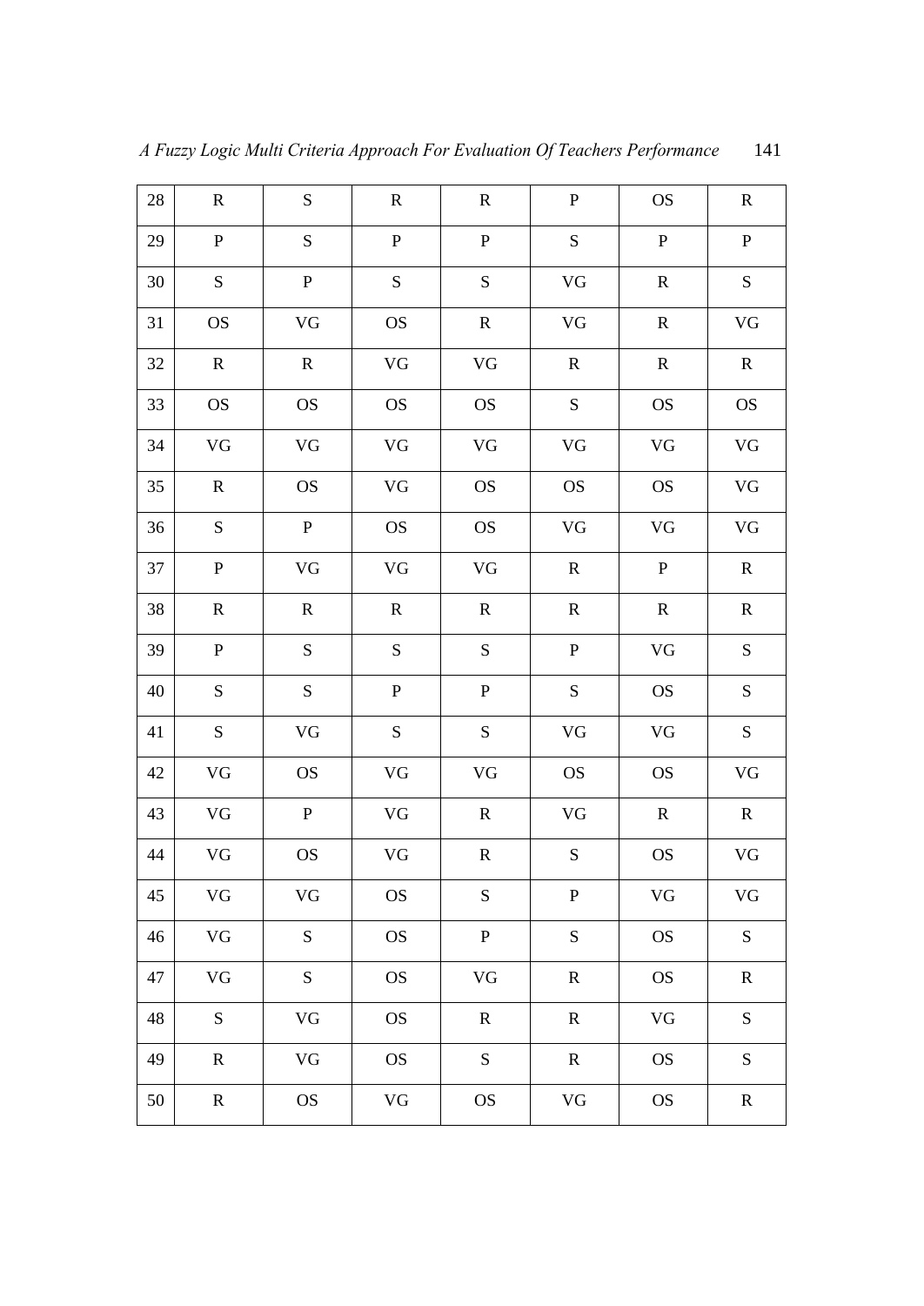| | | | | | | | |
|---|---|---|---|---|---|---|---|
| 28 | R | S | R | R | P | OS | R |
| 29 | P | S | P | P | S | P | P |
| 30 | S | P | S | S | VG | R | S |
| 31 | OS | VG | OS | R | VG | R | VG |
| 32 | R | R | VG | VG | R | R | R |
| 33 | OS | OS | OS | OS | S | OS | OS |
| 34 | VG | VG | VG | VG | VG | VG | VG |
| 35 | R | OS | VG | OS | OS | OS | VG |
| 36 | S | P | OS | OS | VG | VG | VG |
| 37 | P | VG | VG | VG | R | P | R |
| 38 | R | R | R | R | R | R | R |
| 39 | P | S | S | S | P | VG | S |
| 40 | S | S | P | P | S | OS | S |
| 41 | S | VG | S | S | VG | VG | S |
| 42 | VG | OS | VG | VG | OS | OS | VG |
| 43 | VG | P | VG | R | VG | R | R |
| 44 | VG | OS | VG | R | S | OS | VG |
| 45 | VG | VG | OS | S | P | VG | VG |
| 46 | VG | S | OS | P | S | OS | S |
| 47 | VG | S | OS | VG | R | OS | R |
| 48 | S | VG | OS | R | R | VG | S |
| 49 | R | VG | OS | S | R | OS | S |
| 50 | R | OS | VG | OS | VG | OS | R |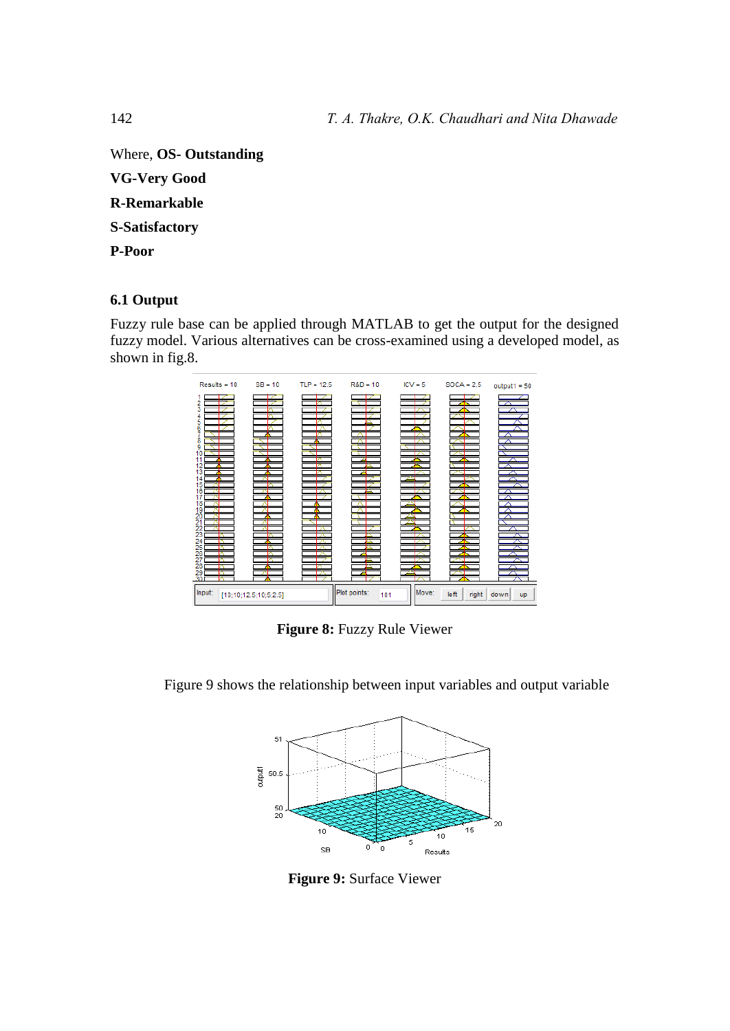Where, **OS- Outstanding**

**VG-Very Good**

**R-Remarkable**

**S-Satisfactory**

**P-Poor**

### 6.1 Output

Fuzzy rule base can be applied through MATLAB to get the output for the designed fuzzy model. Various alternatives can be cross-examined using a developed model, as shown in fig.8.

**Figure 8:** Fuzzy Rule Viewer

Figure 9 shows the relationship between input variables and output variable

**Figure 9:** Surface Viewer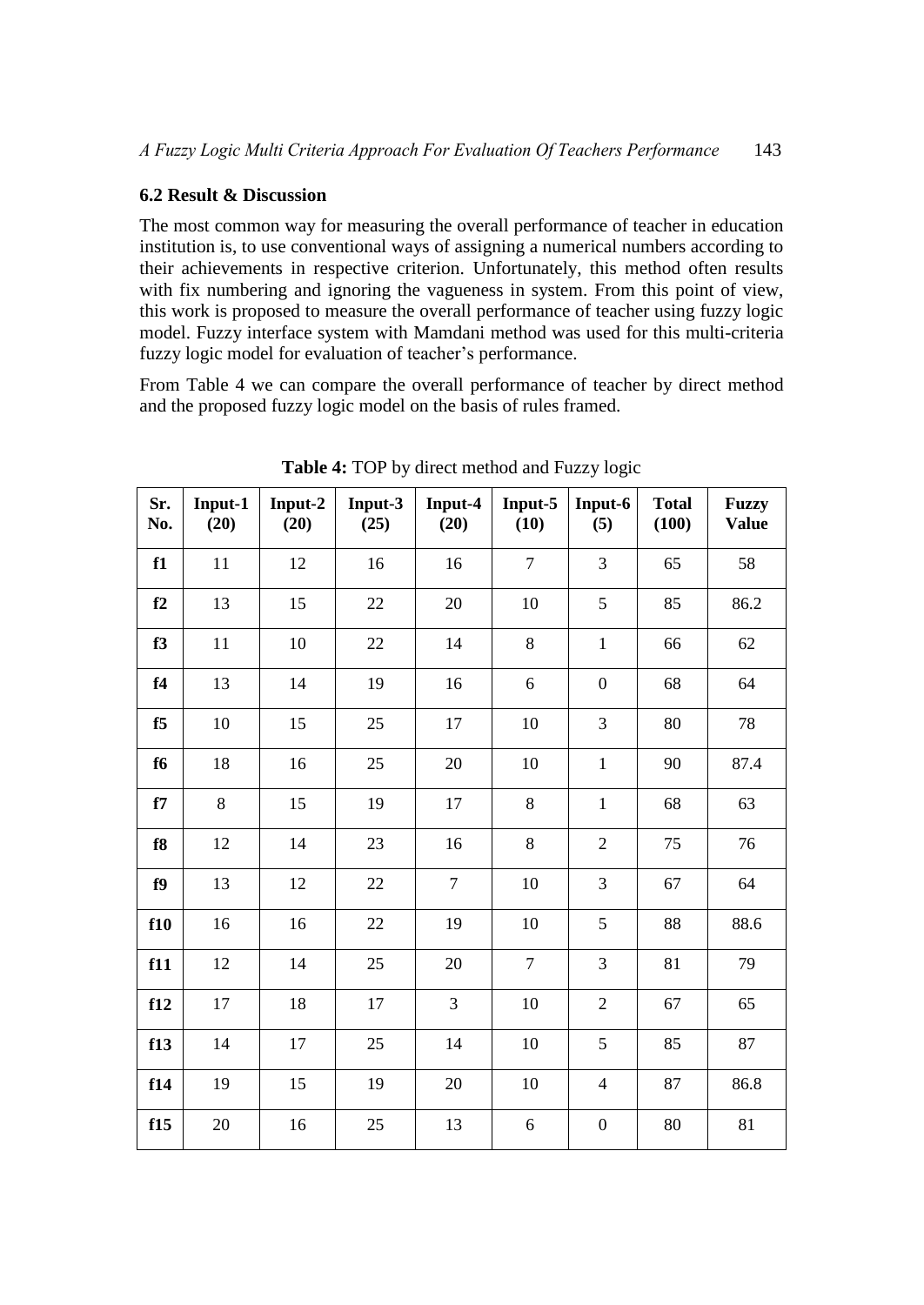### 6.2 Result & Discussion

The most common way for measuring the overall performance of teacher in education institution is, to use conventional ways of assigning a numerical numbers according to their achievements in respective criterion. Unfortunately, this method often results with fix numbering and ignoring the vagueness in system. From this point of view, this work is proposed to measure the overall performance of teacher using fuzzy logic model. Fuzzy interface system with Mamdani method was used for this multi-criteria fuzzy logic model for evaluation of teacher's performance.

From Table 4 we can compare the overall performance of teacher by direct method and the proposed fuzzy logic model on the basis of rules framed.

**Table 4:** TOP by direct method and Fuzzy logic

| Sr. No. | Input-1 (20) | Input-2 (20) | Input-3 (25) | Input-4 (20) | Input-5 (10) | Input-6 (5) | Total (100) | Fuzzy Value |
|---|---|---|---|---|---|---|---|---|
| **f1** | 11 | 12 | 16 | 16 | 7 | 3 | 65 | 58 |
| **f2** | 13 | 15 | 22 | 20 | 10 | 5 | 85 | 86.2 |
| **f3** | 11 | 10 | 22 | 14 | 8 | 1 | 66 | 62 |
| **f4** | 13 | 14 | 19 | 16 | 6 | 0 | 68 | 64 |
| **f5** | 10 | 15 | 25 | 17 | 10 | 3 | 80 | 78 |
| **f6** | 18 | 16 | 25 | 20 | 10 | 1 | 90 | 87.4 |
| **f7** | 8 | 15 | 19 | 17 | 8 | 1 | 68 | 63 |
| **f8** | 12 | 14 | 23 | 16 | 8 | 2 | 75 | 76 |
| **f9** | 13 | 12 | 22 | 7 | 10 | 3 | 67 | 64 |
| **f10** | 16 | 16 | 22 | 19 | 10 | 5 | 88 | 88.6 |
| **f11** | 12 | 14 | 25 | 20 | 7 | 3 | 81 | 79 |
| **f12** | 17 | 18 | 17 | 3 | 10 | 2 | 67 | 65 |
| **f13** | 14 | 17 | 25 | 14 | 10 | 5 | 85 | 87 |
| **f14** | 19 | 15 | 19 | 20 | 10 | 4 | 87 | 86.8 |
| **f15** | 20 | 16 | 25 | 13 | 6 | 0 | 80 | 81 |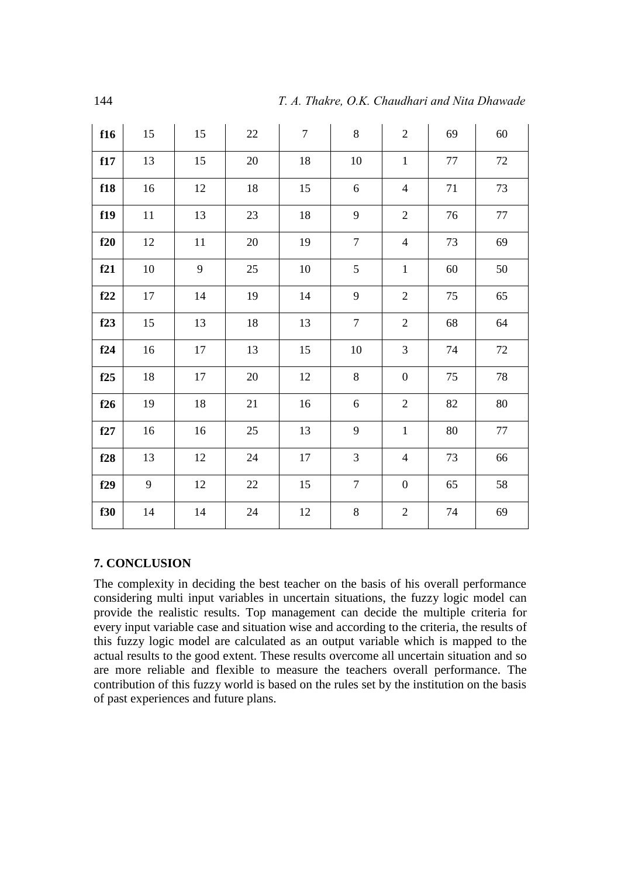| f16 | 15 | 15 | 22 | 7 | 8 | 2 | 69 | 60 |
|---|---|---|---|---|---|---|---|---|
| f17 | 13 | 15 | 20 | 18 | 10 | 1 | 77 | 72 |
| f18 | 16 | 12 | 18 | 15 | 6 | 4 | 71 | 73 |
| f19 | 11 | 13 | 23 | 18 | 9 | 2 | 76 | 77 |
| f20 | 12 | 11 | 20 | 19 | 7 | 4 | 73 | 69 |
| f21 | 10 | 9 | 25 | 10 | 5 | 1 | 60 | 50 |
| f22 | 17 | 14 | 19 | 14 | 9 | 2 | 75 | 65 |
| f23 | 15 | 13 | 18 | 13 | 7 | 2 | 68 | 64 |
| f24 | 16 | 17 | 13 | 15 | 10 | 3 | 74 | 72 |
| f25 | 18 | 17 | 20 | 12 | 8 | 0 | 75 | 78 |
| f26 | 19 | 18 | 21 | 16 | 6 | 2 | 82 | 80 |
| f27 | 16 | 16 | 25 | 13 | 9 | 1 | 80 | 77 |
| f28 | 13 | 12 | 24 | 17 | 3 | 4 | 73 | 66 |
| f29 | 9 | 12 | 22 | 15 | 7 | 0 | 65 | 58 |
| f30 | 14 | 14 | 24 | 12 | 8 | 2 | 74 | 69 |

## 7. CONCLUSION

The complexity in deciding the best teacher on the basis of his overall performance considering multi input variables in uncertain situations, the fuzzy logic model can provide the realistic results. Top management can decide the multiple criteria for every input variable case and situation wise and according to the criteria, the results of this fuzzy logic model are calculated as an output variable which is mapped to the actual results to the good extent. These results overcome all uncertain situation and so are more reliable and flexible to measure the teachers overall performance. The contribution of this fuzzy world is based on the rules set by the institution on the basis of past experiences and future plans.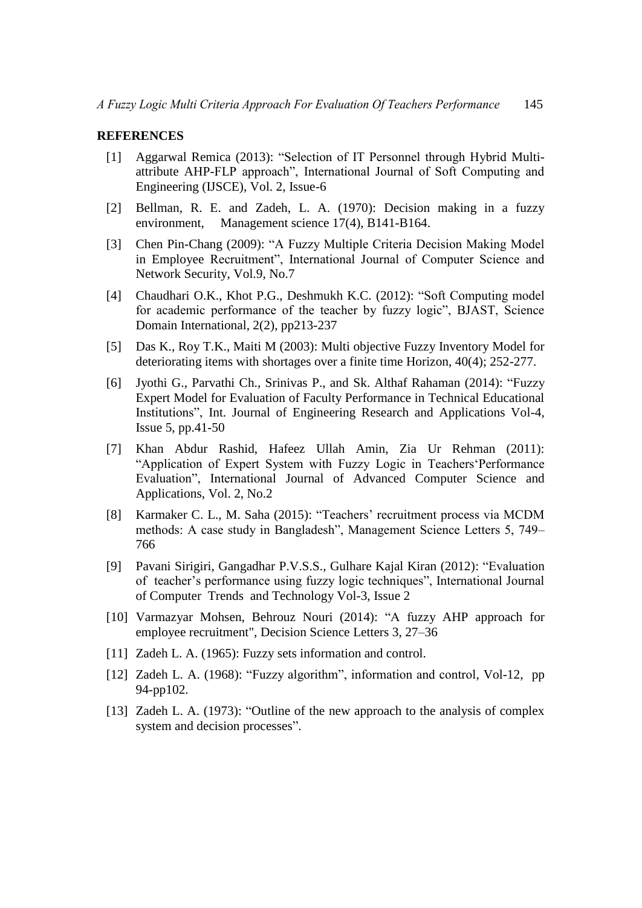## REFERENCES

[1] Aggarwal Remica (2013): “Selection of IT Personnel through Hybrid Multi-attribute AHP-FLP approach”, International Journal of Soft Computing and Engineering (IJSCE), Vol. 2, Issue-6

[2] Bellman, R. E. and Zadeh, L. A. (1970): Decision making in a fuzzy environment, Management science 17(4), B141-B164.

[3] Chen Pin-Chang (2009): “A Fuzzy Multiple Criteria Decision Making Model in Employee Recruitment”, International Journal of Computer Science and Network Security, Vol.9, No.7

[4] Chaudhari O.K., Khot P.G., Deshmukh K.C. (2012): “Soft Computing model for academic performance of the teacher by fuzzy logic”, BJAST, Science Domain International, 2(2), pp213-237

[5] Das K., Roy T.K., Maiti M (2003): Multi objective Fuzzy Inventory Model for deteriorating items with shortages over a finite time Horizon, 40(4); 252-277.

[6] Jyothi G., Parvathi Ch., Srinivas P., and Sk. Althaf Rahaman (2014): “Fuzzy Expert Model for Evaluation of Faculty Performance in Technical Educational Institutions”, Int. Journal of Engineering Research and Applications Vol-4, Issue 5, pp.41-50

[7] Khan Abdur Rashid, Hafeez Ullah Amin, Zia Ur Rehman (2011): “Application of Expert System with Fuzzy Logic in Teachers‘Performance Evaluation”, International Journal of Advanced Computer Science and Applications, Vol. 2, No.2

[8] Karmaker C. L., M. Saha (2015): “Teachers’ recruitment process via MCDM methods: A case study in Bangladesh”, Management Science Letters 5, 749–766

[9] Pavani Sirigiri, Gangadhar P.V.S.S., Gulhare Kajal Kiran (2012): “Evaluation of teacher’s performance using fuzzy logic techniques”, International Journal of Computer Trends and Technology Vol-3, Issue 2

[10] Varmazyar Mohsen, Behrouz Nouri (2014): “A fuzzy AHP approach for employee recruitment", Decision Science Letters 3, 27–36

[11] Zadeh L. A. (1965): Fuzzy sets information and control.

[12] Zadeh L. A. (1968): “Fuzzy algorithm”, information and control, Vol-12, pp 94-pp102.

[13] Zadeh L. A. (1973): “Outline of the new approach to the analysis of complex system and decision processes”.